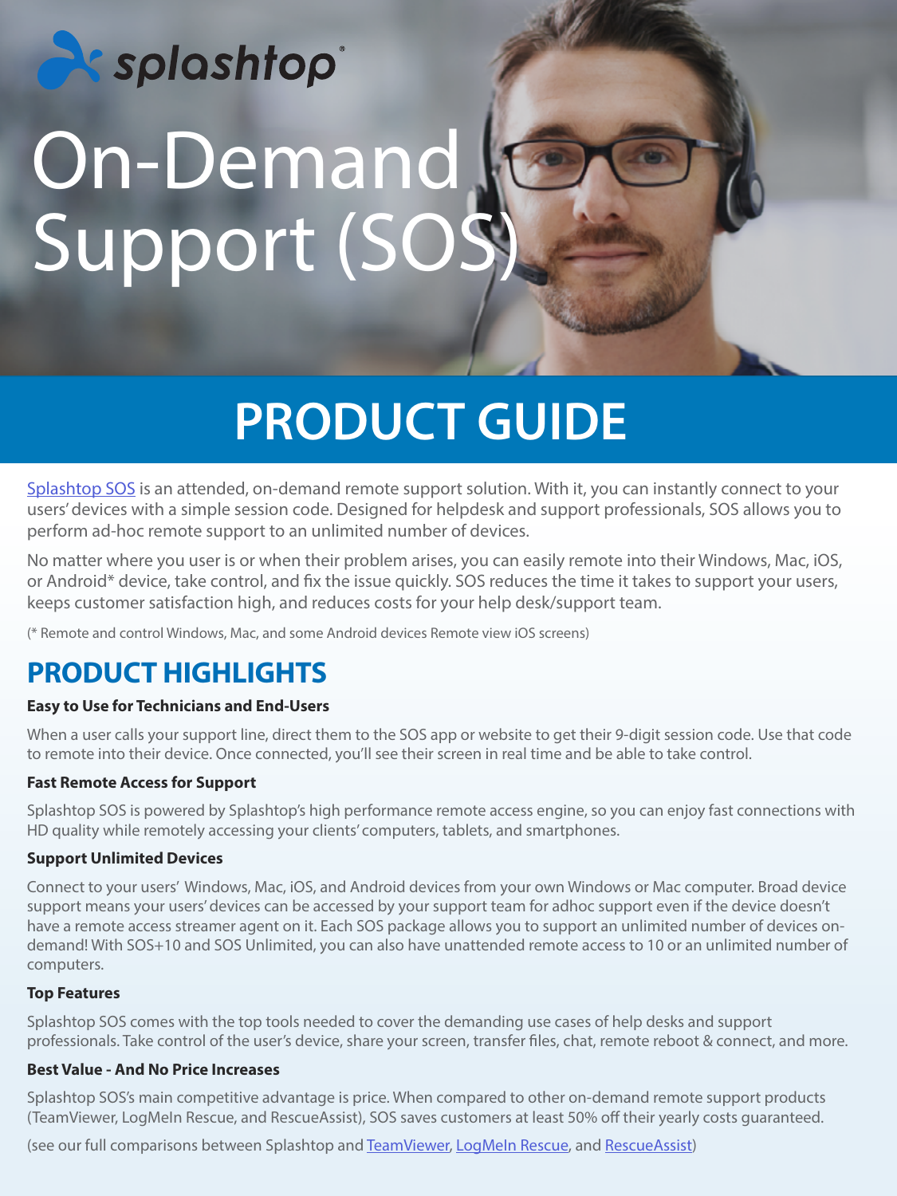# On-Demand Support (SOS)

## PRODUCT GUIDE

Splashtop SOS is an attended, on-demand remote support solution. With it, you can instantly connect to your users' devices with a simple session code. Designed for helpdesk and support professionals, SOS allows you to perform ad-hoc remote support to an unlimited number of devices.

No matter where you user is or when their problem arises, you can easily remote into their Windows, Mac, iOS, or Android* device, take control, and fix the issue quickly. SOS reduces the time it takes to support your users, keeps customer satisfaction high, and reduces costs for your help desk/support team.

(* Remote and control Windows, Mac, and some Android devices Remote view iOS screens)

## PRODUCT HIGHLIGHTS

**Easy to Use for Technicians and End-Users**

When a user calls your support line, direct them to the SOS app or website to get their 9-digit session code. Use that code to remote into their device. Once connected, you'll see their screen in real time and be able to take control.

**Fast Remote Access for Support**

Splashtop SOS is powered by Splashtop's high performance remote access engine, so you can enjoy fast connections with HD quality while remotely accessing your clients' computers, tablets, and smartphones.

**Support Unlimited Devices**

Connect to your users' Windows, Mac, iOS, and Android devices from your own Windows or Mac computer. Broad device support means your users' devices can be accessed by your support team for adhoc support even if the device doesn't have a remote access streamer agent on it. Each SOS package allows you to support an unlimited number of devices on-demand! With SOS+10 and SOS Unlimited, you can also have unattended remote access to 10 or an unlimited number of computers.

**Top Features**

Splashtop SOS comes with the top tools needed to cover the demanding use cases of help desks and support professionals. Take control of the user's device, share your screen, transfer files, chat, remote reboot & connect, and more.

**Best Value - And No Price Increases**

Splashtop SOS's main competitive advantage is price. When compared to other on-demand remote support products (TeamViewer, LogMeIn Rescue, and RescueAssist), SOS saves customers at least 50% off their yearly costs guaranteed.

(see our full comparisons between Splashtop and TeamViewer, LogMeIn Rescue, and RescueAssist)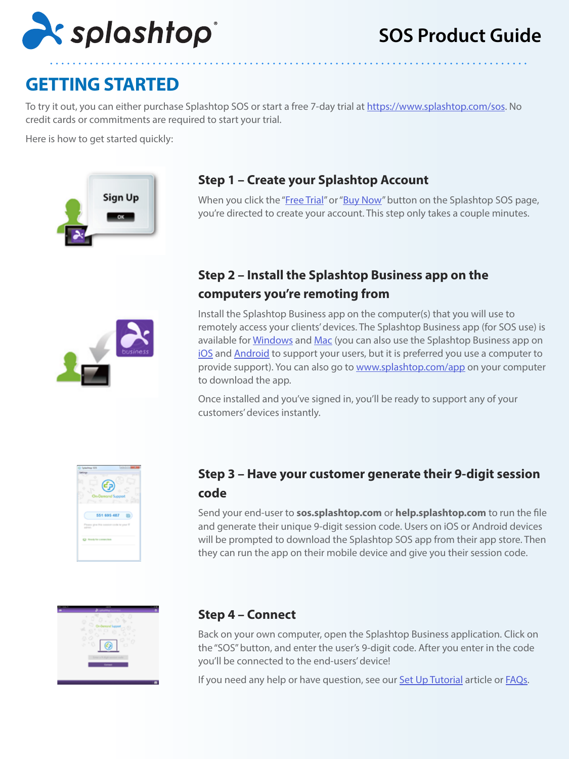# GETTING STARTED

To try it out, you can either purchase Splashtop SOS or start a free 7-day trial at https://www.splashtop.com/sos. No credit cards or commitments are required to start your trial.

Here is how to get started quickly:

### Step 1 – Create your Splashtop Account

When you click the "Free Trial" or "Buy Now" button on the Splashtop SOS page, you're directed to create your account. This step only takes a couple minutes.

### Step 2 – Install the Splashtop Business app on the computers you're remoting from

Install the Splashtop Business app on the computer(s) that you will use to remotely access your clients' devices. The Splashtop Business app (for SOS use) is available for Windows and Mac (you can also use the Splashtop Business app on iOS and Android to support your users, but it is preferred you use a computer to provide support). You can also go to www.splashtop.com/app on your computer to download the app.

Once installed and you've signed in, you'll be ready to support any of your customers' devices instantly.

### Step 3 – Have your customer generate their 9-digit session code

Send your end-user to **sos.splashtop.com** or **help.splashtop.com** to run the file and generate their unique 9-digit session code. Users on iOS or Android devices will be prompted to download the Splashtop SOS app from their app store. Then they can run the app on their mobile device and give you their session code.

### Step 4 – Connect

Back on your own computer, open the Splashtop Business application. Click on the "SOS" button, and enter the user's 9-digit code. After you enter in the code you'll be connected to the end-users' device!

If you need any help or have question, see our Set Up Tutorial article or FAQs.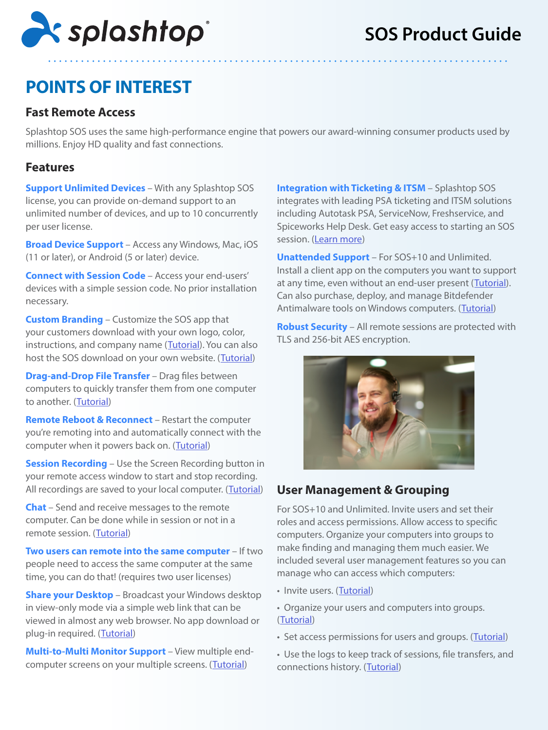# SOS Product Guide

## POINTS OF INTEREST

### Fast Remote Access

Splashtop SOS uses the same high-performance engine that powers our award-winning consumer products used by millions. Enjoy HD quality and fast connections.

### Features

**Support Unlimited Devices** – With any Splashtop SOS license, you can provide on-demand support to an unlimited number of devices, and up to 10 concurrently per user license.

**Broad Device Support** – Access any Windows, Mac, iOS (11 or later), or Android (5 or later) device.

**Connect with Session Code** – Access your end-users' devices with a simple session code. No prior installation necessary.

**Custom Branding** – Customize the SOS app that your customers download with your own logo, color, instructions, and company name (Tutorial). You can also host the SOS download on your own website. (Tutorial)

**Drag-and-Drop File Transfer** – Drag files between computers to quickly transfer them from one computer to another. (Tutorial)

**Remote Reboot & Reconnect** – Restart the computer you're remoting into and automatically connect with the computer when it powers back on. (Tutorial)

**Session Recording** – Use the Screen Recording button in your remote access window to start and stop recording. All recordings are saved to your local computer. (Tutorial)

**Chat** – Send and receive messages to the remote computer. Can be done while in session or not in a remote session. (Tutorial)

**Two users can remote into the same computer** – If two people need to access the same computer at the same time, you can do that! (requires two user licenses)

**Share your Desktop** – Broadcast your Windows desktop in view-only mode via a simple web link that can be viewed in almost any web browser. No app download or plug-in required. (Tutorial)

**Multi-to-Multi Monitor Support** – View multiple end-computer screens on your multiple screens. (Tutorial)

**Integration with Ticketing & ITSM** – Splashtop SOS integrates with leading PSA ticketing and ITSM solutions including Autotask PSA, ServiceNow, Freshservice, and Spiceworks Help Desk. Get easy access to starting an SOS session. (Learn more)

**Unattended Support** – For SOS+10 and Unlimited. Install a client app on the computers you want to support at any time, even without an end-user present (Tutorial). Can also purchase, deploy, and manage Bitdefender Antimalware tools on Windows computers. (Tutorial)

**Robust Security** – All remote sessions are protected with TLS and 256-bit AES encryption.

### User Management & Grouping

For SOS+10 and Unlimited. Invite users and set their roles and access permissions. Allow access to specific computers. Organize your computers into groups to make finding and managing them much easier. We included several user management features so you can manage who can access which computers:

- Invite users. (Tutorial)
- Organize your users and computers into groups. (Tutorial)
- Set access permissions for users and groups. (Tutorial)
- Use the logs to keep track of sessions, file transfers, and connections history. (Tutorial)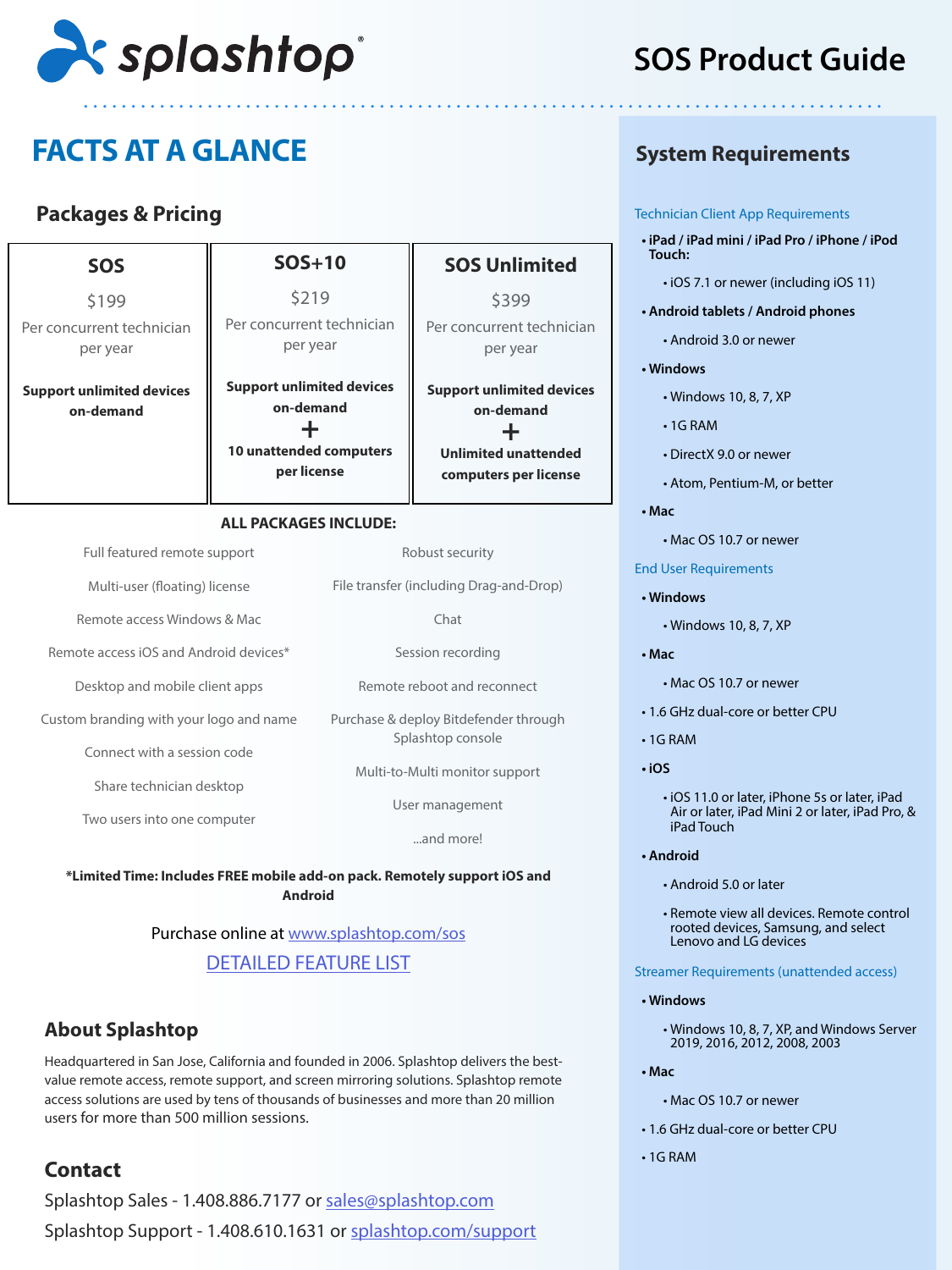splashtop®

# SOS Product Guide

## FACTS AT A GLANCE

### Packages & Pricing

| SOS | SOS+10 | SOS Unlimited |
|---|---|---|
| $199 | $219 | $399 |
| Per concurrent technician per year | Per concurrent technician per year | Per concurrent technician per year |
| **Support unlimited devices on-demand** | **Support unlimited devices on-demand + 10 unattended computers per license** | **Support unlimited devices on-demand + Unlimited unattended computers per license** |

**ALL PACKAGES INCLUDE:**

- Full featured remote support
- Multi-user (floating) license
- Remote access Windows & Mac
- Remote access iOS and Android devices*
- Desktop and mobile client apps
- Custom branding with your logo and name
- Connect with a session code
- Share technician desktop
- Two users into one computer
- Robust security
- File transfer (including Drag-and-Drop)
- Chat
- Session recording
- Remote reboot and reconnect
- Purchase & deploy Bitdefender through Splashtop console
- Multi-to-Multi monitor support
- User management
- ...and more!

**\*Limited Time: Includes FREE mobile add-on pack. Remotely support iOS and Android**

Purchase online at [www.splashtop.com/sos](www.splashtop.com/sos)

[DETAILED FEATURE LIST]()

### About Splashtop

Headquartered in San Jose, California and founded in 2006. Splashtop delivers the best-value remote access, remote support, and screen mirroring solutions. Splashtop remote access solutions are used by tens of thousands of businesses and more than 20 million users for more than 500 million sessions.

### Contact

Splashtop Sales - 1.408.886.7177 or [sales@splashtop.com](mailto:sales@splashtop.com)

Splashtop Support - 1.408.610.1631 or [splashtop.com/support](splashtop.com/support)

### System Requirements

**Technician Client App Requirements**

- **iPad / iPad mini / iPad Pro / iPhone / iPod Touch:**
  - iOS 7.1 or newer (including iOS 11)
- **Android tablets / Android phones**
  - Android 3.0 or newer
- **Windows**
  - Windows 10, 8, 7, XP
  - 1G RAM
  - DirectX 9.0 or newer
  - Atom, Pentium-M, or better
- **Mac**
  - Mac OS 10.7 or newer

**End User Requirements**

- **Windows**
  - Windows 10, 8, 7, XP
- **Mac**
  - Mac OS 10.7 or newer
- 1.6 GHz dual-core or better CPU
- 1G RAM
- **iOS**
  - iOS 11.0 or later, iPhone 5s or later, iPad Air or later, iPad Mini 2 or later, iPad Pro, & iPad Touch
- **Android**
  - Android 5.0 or later
  - Remote view all devices. Remote control rooted devices, Samsung, and select Lenovo and LG devices

**Streamer Requirements (unattended access)**

- **Windows**
  - Windows 10, 8, 7, XP, and Windows Server 2019, 2016, 2012, 2008, 2003
- **Mac**
  - Mac OS 10.7 or newer
- 1.6 GHz dual-core or better CPU
- 1G RAM